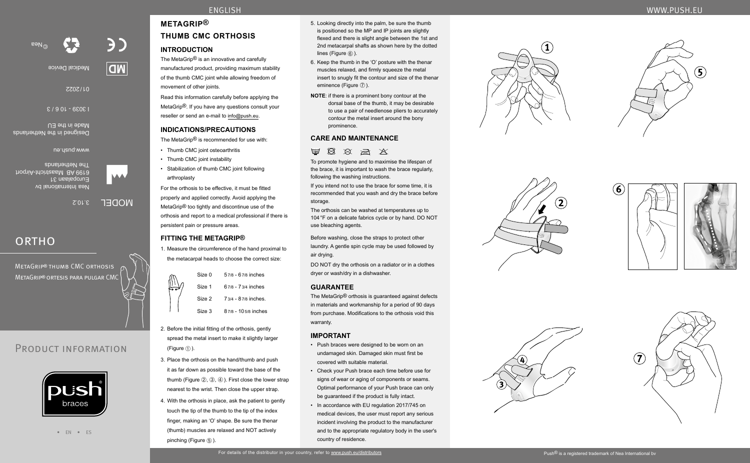# ORTHO

MetaGrip® thumb CMC orthosis
MetaGrip® ortesis para pulgar CMC

## Product information

• EN • ES

MODEL 3.10.2

Nea International bv
Europalaan 31
6199 AB Maastricht-Airport
The Netherlands

www.push.eu

Designed in the Netherlands
Made in the EU

I 3039 - 10 6 / 3

01/2022

Medical Device

©Nea

# METAGRIP®

# THUMB CMC ORTHOSIS

## INTRODUCTION

The MetaGrip® is an innovative and carefully manufactured product, providing maximum stability of the thumb CMC joint while allowing freedom of movement of other joints.

Read this information carefully before applying the MetaGrip®. If you have any questions consult your reseller or send an e-mail to info@push.eu.

## INDICATIONS/PRECAUTIONS

The MetaGrip® is recommended for use with:

- Thumb CMC joint osteoarthritis
- Thumb CMC joint instability
- Stabilization of thumb CMC joint following arthroplasty

For the orthosis to be effective, it must be fitted properly and applied correctly. Avoid applying the MetaGrip® too tightly and discontinue use of the orthosis and report to a medical professional if there is persistent pain or pressure areas.

## FITTING THE METAGRIP®

1. Measure the circumference of the hand proximal to the metacarpal heads to choose the correct size:

| Size | Circumference |
|---|---|
| Size 0 | 5 7/8 - 6 7/8 inches |
| Size 1 | 6 7/8 - 7 3/4 inches |
| Size 2 | 7 3/4 - 8 7/8 inches. |
| Size 3 | 8 7/8 - 10 5/8 inches |

2. Before the initial fitting of the orthosis, gently spread the metal insert to make it slightly larger (Figure ①).
3. Place the orthosis on the hand/thumb and push it as far down as possible toward the base of the thumb (Figure ②, ③, ④). First close the lower strap nearest to the wrist. Then close the upper strap.
4. With the orthosis in place, ask the patient to gently touch the tip of the thumb to the tip of the index finger, making an 'O' shape. Be sure the thenar (thumb) muscles are relaxed and NOT actively pinching (Figure ⑤).
5. Looking directly into the palm, be sure the thumb is positioned so the MP and IP joints are slightly flexed and there is slight angle between the 1st and 2nd metacarpal shafts as shown here by the dotted lines (Figure ⑥).
6. Keep the thumb in the 'O' posture with the thenar muscles relaxed, and firmly squeeze the metal insert to snugly fit the contour and size of the thenar eminence (Figure ⑦).

**NOTE**: if there is a prominent bony contour at the dorsal base of the thumb, it may be desirable to use a pair of needlenose pliers to accurately contour the metal insert around the bony prominence.

## CARE AND MAINTENANCE

To promote hygiene and to maximise the lifespan of the brace, it is important to wash the brace regularly, following the washing instructions.

If you intend not to use the brace for some time, it is recommended that you wash and dry the brace before storage.

The orthosis can be washed at temperatures up to 104 °F on a delicate fabrics cycle or by hand. DO NOT use bleaching agents.

Before washing, close the straps to protect other laundry. A gentle spin cycle may be used followed by air drying.

DO NOT dry the orthosis on a radiator or in a clothes dryer or wash/dry in a dishwasher.

## GUARANTEE

The MetaGrip® orthosis is guaranteed against defects in materials and workmanship for a period of 90 days from purchase. Modifications to the orthosis void this warranty.

## IMPORTANT

- Push braces were designed to be worn on an undamaged skin. Damaged skin must first be covered with suitable material.
- Check your Push brace each time before use for signs of wear or aging of components or seams. Optimal performance of your Push brace can only be guaranteed if the product is fully intact.
- In accordance with EU regulation 2017/745 on medical devices, the user must report any serious incident involving the product to the manufacturer and to the appropriate regulatory body in the user's country of residence.

For details of the distributor in your country, refer to www.push.eu/distributors

Push® is a registered trademark of Nea International bv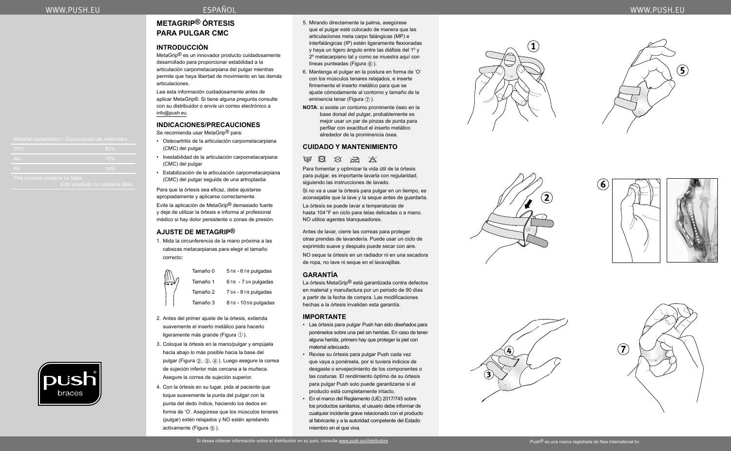Material composition / *Composición de materiales*

| | |
|---|---|
| TPU | 80% |
| Alu | 10% |
| PA | 10% |

This product contains no latex
*Este producto no contiene látex*

# METAGRIP® ÓRTESIS PARA PULGAR CMC

## INTRODUCCIÓN

MetaGrip® es un innovador producto cuidadosamente desarrollado para proporcionar estabilidad a la articulación carpometacarpiana del pulgar mientras permite que haya libertad de movimiento en las demás articulaciones.

Lea esta información cuidadosamente antes de aplicar MetaGrip®. Si tiene alguna pregunta consulte con su distribuidor o envíe un correo electrónico a info@push.eu.

## INDICACIONES/PRECAUCIONES

Se recomienda usar MetaGrip® para:

- Osteoartritis de la articulación carpometacarpiana (CMC) del pulgar
- Inestabilidad de la articulación carpometacarpiana (CMC) del pulgar
- Estabilización de la articulación carpometacarpiana (CMC) del pulgar seguida de una artroplastia

Para que la órtesis sea eficaz, debe ajustarse apropiadamente y aplicarse correctamente.

Evite la aplicación de MetaGrip® demasiado fuerte y deje de utilizar la órtesis e informa al profesional médico si hay dolor persistente o zonas de presión.

## AJUSTE DE METAGRIP®

1. Mida la circunferencia de la mano próxima a las cabezas metacarpianas para elegir el tamaño correcto:

| | |
|---|---|
| Tamaño 0 | 5 7/8 - 6 7/8 pulgadas |
| Tamaño 1 | 6 7/8 - 7 3/4 pulgadas |
| Tamaño 2 | 7 3/4 - 8 7/8 pulgadas |
| Tamaño 3 | 8 7/8 - 10 5/8 pulgadas |

2. Antes del primer ajuste de la órtesis, extienda suavemente el inserto metálico para hacerlo ligeramente más grande (Figura ①).
3. Coloque la órtesis en la mano/pulgar y empújela hacia abajo lo más posible hacia la base del pulgar (Figura ②, ③, ④). Luego asegure la correa de sujeción inferior más cercana a la muñeca. Asegure la correa de sujeción superior.
4. Con la órtesis en su lugar, pida al paciente que toque suavemente la punta del pulgar con la punta del dedo índice, haciendo los dedos en forma de 'O'. Asegúrese que los músculos tenares (pulgar) estén relajados y NO estén apretando activamente (Figura ⑤).
5. Mirando directamente la palma, asegúrese que el pulgar esté colocado de manera que las articulaciones meta carpo falángicas (MP) e interfalángicas (IP) estén ligeramente flexionadas y haya un ligero ángulo entre las diáfisis del 1º y 2º metacarpiano tal y como se muestra aquí con líneas punteadas (Figura ⑥).
6. Mantenga el pulgar en la postura en forma de 'O' con los músculos tenares relajados, e inserte firmemente el inserto metálico para que se ajuste cómodamente al contorno y tamaño de la eminencia tenar (Figura ⑦).

**NOTA**: si existe un contorno prominente óseo en la base dorsal del pulgar, probablemente es mejor usar un par de pinzas de punta para perfilar con exactitud el inserto metálico alrededor de la prominencia ósea.

## CUIDADO Y MANTENIMIENTO

Para fomentar y optimizar la vida útil de la órtesis para pulgar, es importante lavarla con regularidad, siguiendo las instrucciones de lavado.

Si no va a usar la órtesis para pulgar en un tiempo, es aconsejable que la lave y la seque antes de guardarla.

La órtesis se puede lavar a temperaturas de hasta 104 °F en ciclo para telas delicadas o a mano. NO utilice agentes blanqueadores.

Antes de lavar, cierre las correas para proteger otras prendas de lavandería. Puede usar un ciclo de exprimido suave y después puede secar con aire.

NO seque la órtesis en un radiador ni en una secadora de ropa, no lave ni seque en el lavavajillas.

## GARANTÍA

La órtesis MetaGrip® está garantizada contra defectos en material y manufactura por un periodo de 90 días a partir de la fecha de compra. Las modificaciones hechas a la órtesis invalidan esta garantía.

## IMPORTANTE

- Las órtesis para pulgar Push han sido diseñados para ponérselos sobre una piel sin heridas. En caso de tener alguna herida, primero hay que proteger la piel con material adecuado.
- Revise su órtesis para pulgar Push cada vez que vaya a ponérsela, por si tuviera indicios de desgaste o envejecimiento de los componentes o las costuras. El rendimiento óptimo de su órtesis para pulgar Push solo puede garantizarse si el producto está completamente intacto.
- En el marco del Reglamento (UE) 2017/745 sobre los productos sanitarios, el usuario debe informar de cualquier incidente grave relacionado con el producto al fabricante y a la autoridad competente del Estado miembro en el que viva.

Si desea obtener información sobre el distribuidor en su país, consulte www.push.eu/distributors

Push® es una marca registrada de Nea International bv